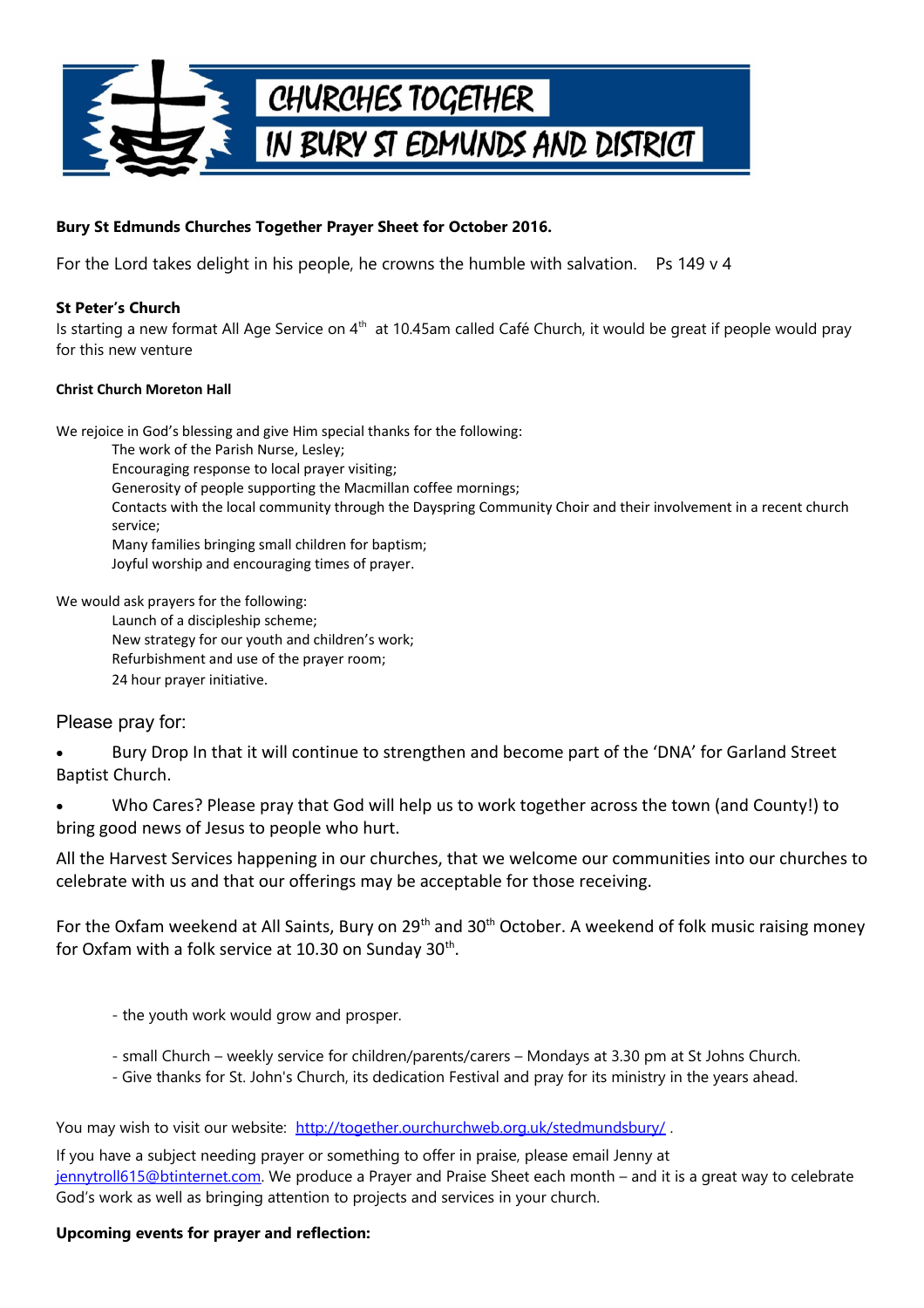# CHURCHES TOGETHER IN BURY ST EDMUNDS AND DISTRICT

**Bury St Edmunds Churches Together Prayer Sheet for October 2016.**

For the Lord takes delight in his people, he crowns the humble with salvation. Ps 149 v 4

**St Peter's Church**

Is starting a new format All Age Service on 4th at 10.45am called Café Church, it would be great if people would pray for this new venture

**Christ Church Moreton Hall**

We rejoice in God's blessing and give Him special thanks for the following:

- The work of the Parish Nurse, Lesley;
- Encouraging response to local prayer visiting;
- Generosity of people supporting the Macmillan coffee mornings;
- Contacts with the local community through the Dayspring Community Choir and their involvement in a recent church service;
- Many families bringing small children for baptism;
- Joyful worship and encouraging times of prayer.

We would ask prayers for the following:

- Launch of a discipleship scheme;
- New strategy for our youth and children's work;
- Refurbishment and use of the prayer room;
- 24 hour prayer initiative.

Please pray for:

- Bury Drop In that it will continue to strengthen and become part of the 'DNA' for Garland Street Baptist Church.
- Who Cares? Please pray that God will help us to work together across the town (and County!) to bring good news of Jesus to people who hurt.

All the Harvest Services happening in our churches, that we welcome our communities into our churches to celebrate with us and that our offerings may be acceptable for those receiving.

For the Oxfam weekend at All Saints, Bury on 29th and 30th October. A weekend of folk music raising money for Oxfam with a folk service at 10.30 on Sunday 30th.

- the youth work would grow and prosper.

- small Church – weekly service for children/parents/carers – Mondays at 3.30 pm at St Johns Church.
- Give thanks for St. John's Church, its dedication Festival and pray for its ministry in the years ahead.

You may wish to visit our website: http://together.ourchurchweb.org.uk/stedmundsbury/ .

If you have a subject needing prayer or something to offer in praise, please email Jenny at jennytroll615@btinternet.com. We produce a Prayer and Praise Sheet each month – and it is a great way to celebrate God's work as well as bringing attention to projects and services in your church.

**Upcoming events for prayer and reflection:**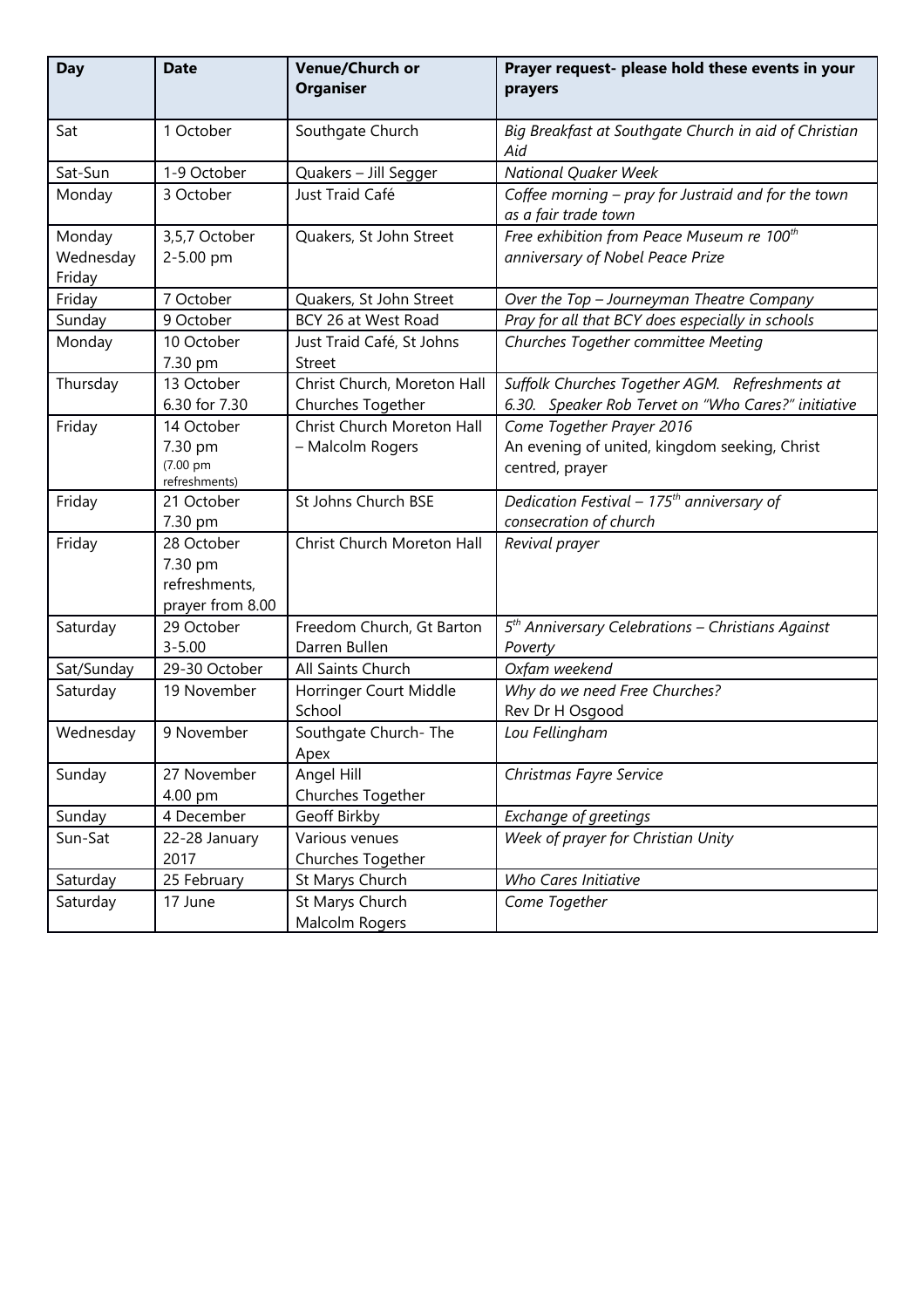| **Day** | **Date** | **Venue/Church or Organiser** | **Prayer request- please hold these events in your prayers** |
|---|---|---|---|
| Sat | 1 October | Southgate Church | *Big Breakfast at Southgate Church in aid of Christian Aid* |
| Sat-Sun | 1-9 October | Quakers – Jill Segger | *National Quaker Week* |
| Monday | 3 October | Just Traid Café | *Coffee morning – pray for Justraid and for the town as a fair trade town* |
| Monday Wednesday Friday | 3,5,7 October 2-5.00 pm | Quakers, St John Street | *Free exhibition from Peace Museum re 100th anniversary of Nobel Peace Prize* |
| Friday | 7 October | Quakers, St John Street | *Over the Top – Journeyman Theatre Company* |
| Sunday | 9 October | BCY 26 at West Road | *Pray for all that BCY does especially in schools* |
| Monday | 10 October 7.30 pm | Just Traid Café, St Johns Street | *Churches Together committee Meeting* |
| Thursday | 13 October 6.30 for 7.30 | Christ Church, Moreton Hall Churches Together | *Suffolk Churches Together AGM. Refreshments at 6.30. Speaker Rob Tervet on "Who Cares?" initiative* |
| Friday | 14 October 7.30 pm (7.00 pm refreshments) | Christ Church Moreton Hall – Malcolm Rogers | *Come Together Prayer 2016* An evening of united, kingdom seeking, Christ centred, prayer |
| Friday | 21 October 7.30 pm | St Johns Church BSE | *Dedication Festival – 175th anniversary of consecration of church* |
| Friday | 28 October 7.30 pm refreshments, prayer from 8.00 | Christ Church Moreton Hall | *Revival prayer* |
| Saturday | 29 October 3-5.00 | Freedom Church, Gt Barton Darren Bullen | *5th Anniversary Celebrations – Christians Against Poverty* |
| Sat/Sunday | 29-30 October | All Saints Church | *Oxfam weekend* |
| Saturday | 19 November | Horringer Court Middle School | *Why do we need Free Churches?* Rev Dr H Osgood |
| Wednesday | 9 November | Southgate Church- The Apex | *Lou Fellingham* |
| Sunday | 27 November 4.00 pm | Angel Hill Churches Together | *Christmas Fayre Service* |
| Sunday | 4 December | Geoff Birkby | *Exchange of greetings* |
| Sun-Sat | 22-28 January 2017 | Various venues Churches Together | *Week of prayer for Christian Unity* |
| Saturday | 25 February | St Marys Church | *Who Cares Initiative* |
| Saturday | 17 June | St Marys Church Malcolm Rogers | *Come Together* |